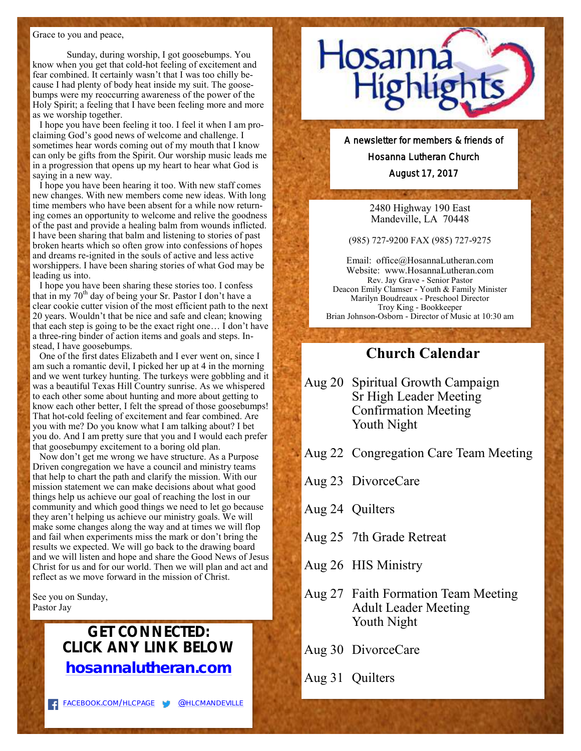# Hosanna Highlights

A newsletter for members & friends of

Hosanna Lutheran Church

August 17, 2017

2480 Highway 190 East
Mandeville, LA 70448

(985) 727-9200 FAX (985) 727-9275

Email: office@HosannaLutheran.com
Website: www.HosannaLutheran.com
Rev. Jay Grave - Senior Pastor
Deacon Emily Clamser - Youth & Family Minister
Marilyn Boudreaux - Preschool Director
Troy King - Bookkeeper
Brian Johnson-Osborn - Director of Music at 10:30 am

Grace to you and peace,

Sunday, during worship, I got goosebumps. You know when you get that cold-hot feeling of excitement and fear combined. It certainly wasn't that I was too chilly because I had plenty of body heat inside my suit. The goosebumps were my reoccurring awareness of the power of the Holy Spirit; a feeling that I have been feeling more and more as we worship together.

I hope you have been feeling it too. I feel it when I am proclaiming God's good news of welcome and challenge. I sometimes hear words coming out of my mouth that I know can only be gifts from the Spirit. Our worship music leads me in a progression that opens up my heart to hear what God is saying in a new way.

I hope you have been hearing it too. With new staff comes new changes. With new members come new ideas. With long time members who have been absent for a while now returning comes an opportunity to welcome and relive the goodness of the past and provide a healing balm from wounds inflicted. I have been sharing that balm and listening to stories of past broken hearts which so often grow into confessions of hopes and dreams re-ignited in the souls of active and less active worshippers. I have been sharing stories of what God may be leading us into.

I hope you have been sharing these stories too. I confess that in my 70th day of being your Sr. Pastor I don't have a clear cookie cutter vision of the most efficient path to the next 20 years. Wouldn't that be nice and safe and clean; knowing that each step is going to be the exact right one… I don't have a three-ring binder of action items and goals and steps. Instead, I have goosebumps.

One of the first dates Elizabeth and I ever went on, since I am such a romantic devil, I picked her up at 4 in the morning and we went turkey hunting. The turkeys were gobbling and it was a beautiful Texas Hill Country sunrise. As we whispered to each other some about hunting and more about getting to know each other better, I felt the spread of those goosebumps! That hot-cold feeling of excitement and fear combined. Are you with me? Do you know what I am talking about? I bet you do. And I am pretty sure that you and I would each prefer that goosebumpy excitement to a boring old plan.

Now don't get me wrong we have structure. As a Purpose Driven congregation we have a council and ministry teams that help to chart the path and clarify the mission. With our mission statement we can make decisions about what good things help us achieve our goal of reaching the lost in our community and which good things we need to let go because they aren't helping us achieve our ministry goals. We will make some changes along the way and at times we will flop and fail when experiments miss the mark or don't bring the results we expected. We will go back to the drawing board and we will listen and hope and share the Good News of Jesus Christ for us and for our world. Then we will plan and act and reflect as we move forward in the mission of Christ.

See you on Sunday,
Pastor Jay

## Church Calendar

- **Aug 20** Spiritual Growth Campaign; Sr High Leader Meeting; Confirmation Meeting; Youth Night
- **Aug 22** Congregation Care Team Meeting
- **Aug 23** DivorceCare
- **Aug 24** Quilters
- **Aug 25** 7th Grade Retreat
- **Aug 26** HIS Ministry
- **Aug 27** Faith Formation Team Meeting; Adult Leader Meeting; Youth Night
- **Aug 30** DivorceCare
- **Aug 31** Quilters

## GET CONNECTED: CLICK ANY LINK BELOW

**hosannalutheran.com**

FACEBOOK.COM/HLCPAGE @HLCMANDEVILLE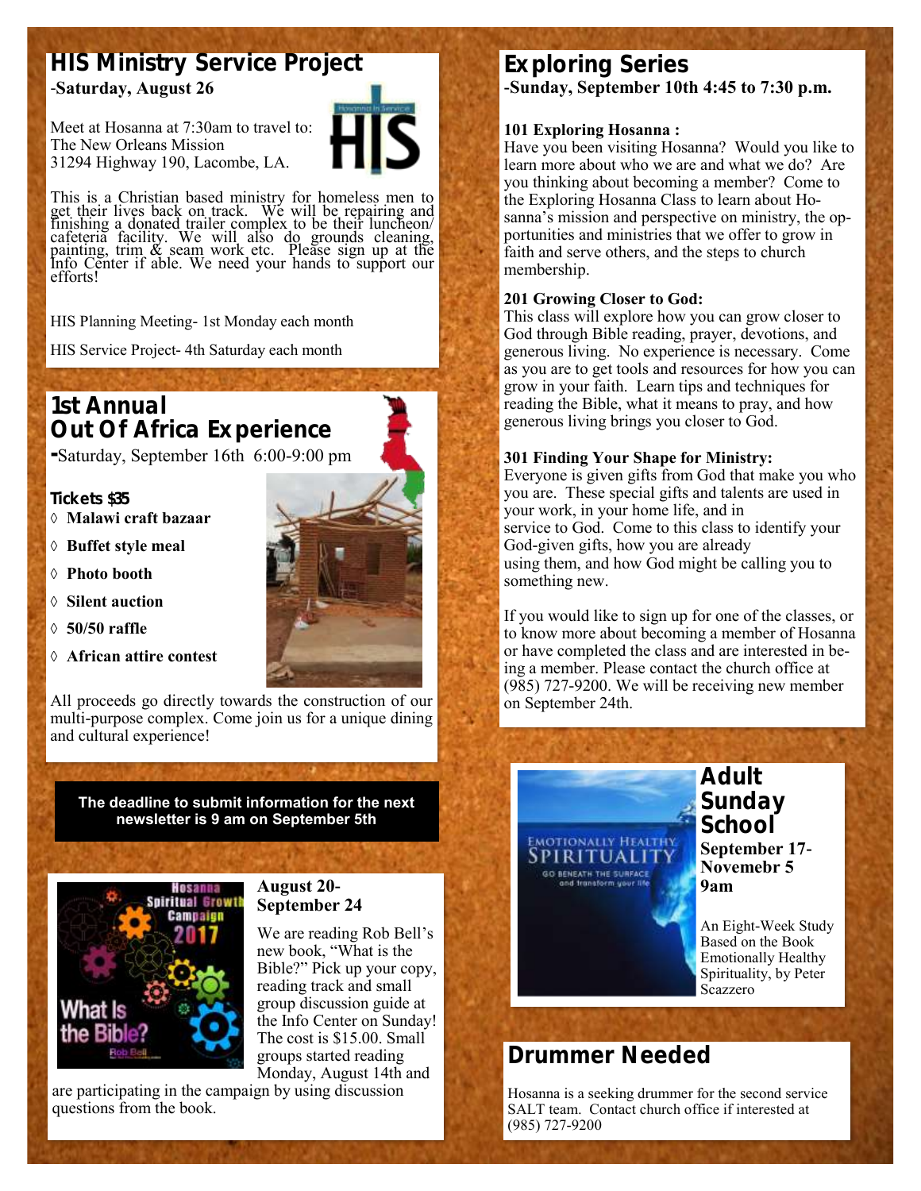## HIS Ministry Service Project

-**Saturday, August 26**

Meet at Hosanna at 7:30am to travel to:
The New Orleans Mission
31294 Highway 190, Lacombe, LA.

This is a Christian based ministry for homeless men to get their lives back on track. We will be repairing and finishing a donated trailer complex to be their luncheon/cafeteria facility. We will also do grounds cleaning, painting, trim & seam work etc. Please sign up at the Info Center if able. We need your hands to support our efforts!

HIS Planning Meeting- 1st Monday each month

HIS Service Project- 4th Saturday each month

## 1st Annual Out Of Africa Experience

-Saturday, September 16th 6:00-9:00 pm

**Tickets $35**

- **Malawi craft bazaar**
- **Buffet style meal**
- **Photo booth**
- **Silent auction**
- **50/50 raffle**
- **African attire contest**

All proceeds go directly towards the construction of our multi-purpose complex. Come join us for a unique dining and cultural experience!

**The deadline to submit information for the next newsletter is 9 am on September 5th**

**August 20- September 24**

We are reading Rob Bell's new book, "What is the Bible?" Pick up your copy, reading track and small group discussion guide at the Info Center on Sunday! The cost is $15.00. Small groups started reading Monday, August 14th and are participating in the campaign by using discussion questions from the book.

## Exploring Series

**-Sunday, September 10th 4:45 to 7:30 p.m.**

**101 Exploring Hosanna :**
Have you been visiting Hosanna? Would you like to learn more about who we are and what we do? Are you thinking about becoming a member? Come to the Exploring Hosanna Class to learn about Hosanna's mission and perspective on ministry, the opportunities and ministries that we offer to grow in faith and serve others, and the steps to church membership.

**201 Growing Closer to God:**
This class will explore how you can grow closer to God through Bible reading, prayer, devotions, and generous living. No experience is necessary. Come as you are to get tools and resources for how you can grow in your faith. Learn tips and techniques for reading the Bible, what it means to pray, and how generous living brings you closer to God.

**301 Finding Your Shape for Ministry:**
Everyone is given gifts from God that make you who you are. These special gifts and talents are used in your work, in your home life, and in service to God. Come to this class to identify your God-given gifts, how you are already using them, and how God might be calling you to something new.

If you would like to sign up for one of the classes, or to know more about becoming a member of Hosanna or have completed the class and are interested in being a member. Please contact the church office at (985) 727-9200. We will be receiving new member on September 24th.

## Adult Sunday School

**September 17- Novemebr 5**
**9am**

An Eight-Week Study Based on the Book Emotionally Healthy Spirituality, by Peter Scazzero

## Drummer Needed

Hosanna is a seeking drummer for the second service SALT team. Contact church office if interested at (985) 727-9200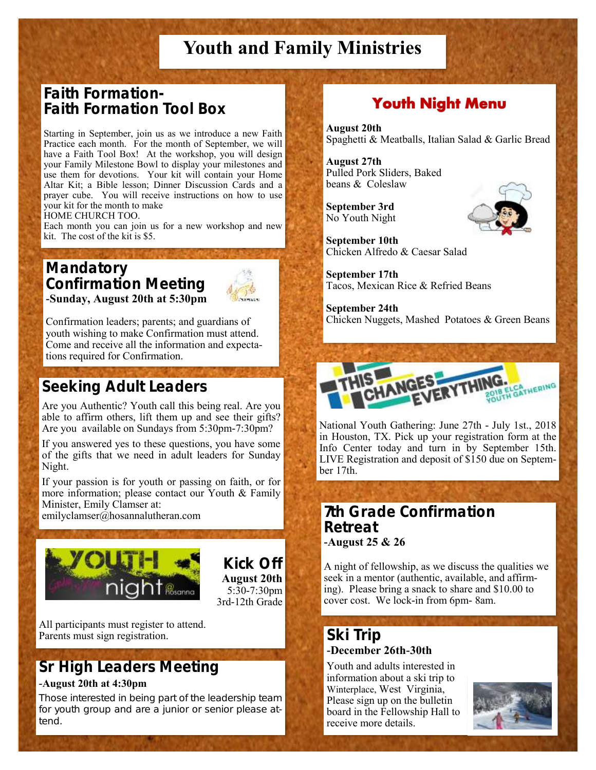# Youth and Family Ministries

## Faith Formation- Faith Formation Tool Box

Starting in September, join us as we introduce a new Faith Practice each month. For the month of September, we will have a Faith Tool Box! At the workshop, you will design your Family Milestone Bowl to display your milestones and use them for devotions. Your kit will contain your Home Altar Kit; a Bible lesson; Dinner Discussion Cards and a prayer cube. You will receive instructions on how to use your kit for the month to make
HOME CHURCH TOO.
Each month you can join us for a new workshop and new kit. The cost of the kit is $5.

## Mandatory Confirmation Meeting

**-Sunday, August 20th at 5:30pm**

Confirmation leaders; parents; and guardians of youth wishing to make Confirmation must attend. Come and receive all the information and expectations required for Confirmation.

## Seeking Adult Leaders

Are you Authentic? Youth call this being real. Are you able to affirm others, lift them up and see their gifts? Are you available on Sundays from 5:30pm-7:30pm?

If you answered yes to these questions, you have some of the gifts that we need in adult leaders for Sunday Night.

If your passion is for youth or passing on faith, or for more information; please contact our Youth & Family Minister, Emily Clamser at:
emilyclamser@hosannalutheran.com

## YOUTH night @hosanna

## Kick Off

**August 20th**
5:30-7:30pm
3rd-12th Grade

All participants must register to attend.
Parents must sign registration.

## Sr High Leaders Meeting

**-August 20th at 4:30pm**

Those interested in being part of the leadership team for youth group and are a junior or senior please attend.

## Youth Night Menu

**August 20th**
Spaghetti & Meatballs, Italian Salad & Garlic Bread

**August 27th**
Pulled Pork Sliders, Baked beans & Coleslaw

**September 3rd**
No Youth Night

**September 10th**
Chicken Alfredo & Caesar Salad

**September 17th**
Tacos, Mexican Rice & Refried Beans

**September 24th**
Chicken Nuggets, Mashed Potatoes & Green Beans

## THIS CHANGES EVERYTHING. 2018 ELCA YOUTH GATHERING

National Youth Gathering: June 27th - July 1st., 2018 in Houston, TX. Pick up your registration form at the Info Center today and turn in by September 15th. LIVE Registration and deposit of $150 due on September 17th.

## 7th Grade Confirmation Retreat

**-August 25 & 26**

A night of fellowship, as we discuss the qualities we seek in a mentor (authentic, available, and affirming). Please bring a snack to share and $10.00 to cover cost. We lock-in from 6pm- 8am.

## Ski Trip

**-December 26th-30th**

Youth and adults interested in information about a ski trip to Winterplace, West Virginia, Please sign up on the bulletin board in the Fellowship Hall to receive more details.